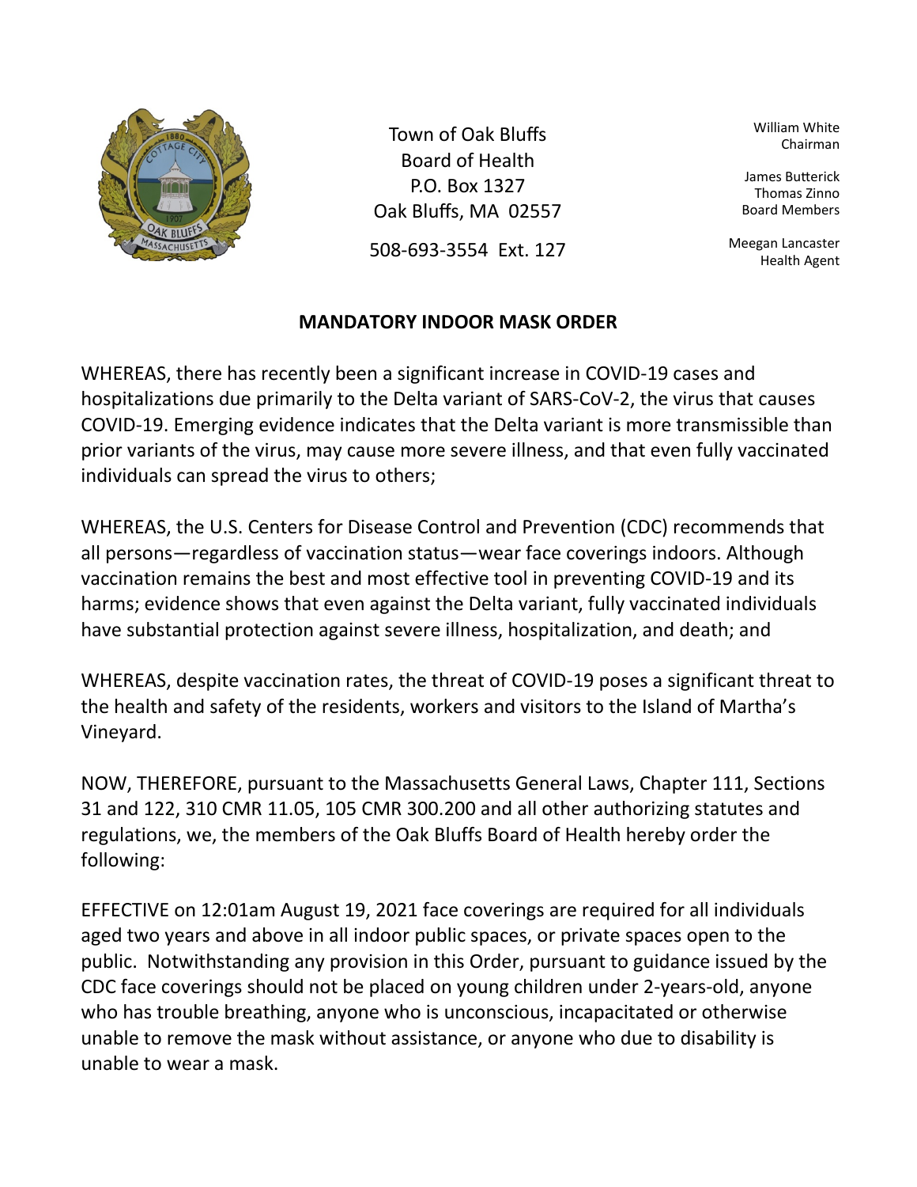Town of Oak Bluffs
Board of Health
P.O. Box 1327
Oak Bluffs, MA 02557

508-693-3554 Ext. 127

William White
Chairman

James Butterick
Thomas Zinno
Board Members

Meegan Lancaster
Health Agent

## MANDATORY INDOOR MASK ORDER

WHEREAS, there has recently been a significant increase in COVID-19 cases and hospitalizations due primarily to the Delta variant of SARS-CoV-2, the virus that causes COVID-19. Emerging evidence indicates that the Delta variant is more transmissible than prior variants of the virus, may cause more severe illness, and that even fully vaccinated individuals can spread the virus to others;

WHEREAS, the U.S. Centers for Disease Control and Prevention (CDC) recommends that all persons—regardless of vaccination status—wear face coverings indoors. Although vaccination remains the best and most effective tool in preventing COVID-19 and its harms; evidence shows that even against the Delta variant, fully vaccinated individuals have substantial protection against severe illness, hospitalization, and death; and

WHEREAS, despite vaccination rates, the threat of COVID-19 poses a significant threat to the health and safety of the residents, workers and visitors to the Island of Martha's Vineyard.

NOW, THEREFORE, pursuant to the Massachusetts General Laws, Chapter 111, Sections 31 and 122, 310 CMR 11.05, 105 CMR 300.200 and all other authorizing statutes and regulations, we, the members of the Oak Bluffs Board of Health hereby order the following:

EFFECTIVE on 12:01am August 19, 2021 face coverings are required for all individuals aged two years and above in all indoor public spaces, or private spaces open to the public. Notwithstanding any provision in this Order, pursuant to guidance issued by the CDC face coverings should not be placed on young children under 2-years-old, anyone who has trouble breathing, anyone who is unconscious, incapacitated or otherwise unable to remove the mask without assistance, or anyone who due to disability is unable to wear a mask.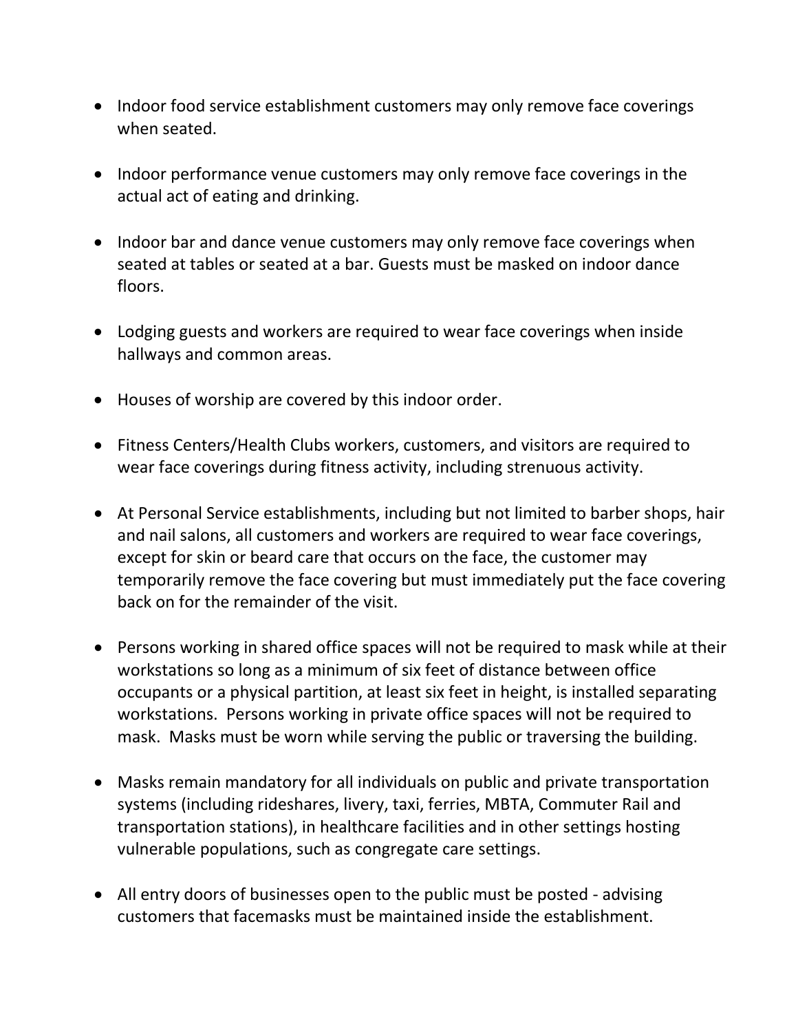- Indoor food service establishment customers may only remove face coverings when seated.
- Indoor performance venue customers may only remove face coverings in the actual act of eating and drinking.
- Indoor bar and dance venue customers may only remove face coverings when seated at tables or seated at a bar. Guests must be masked on indoor dance floors.
- Lodging guests and workers are required to wear face coverings when inside hallways and common areas.
- Houses of worship are covered by this indoor order.
- Fitness Centers/Health Clubs workers, customers, and visitors are required to wear face coverings during fitness activity, including strenuous activity.
- At Personal Service establishments, including but not limited to barber shops, hair and nail salons, all customers and workers are required to wear face coverings, except for skin or beard care that occurs on the face, the customer may temporarily remove the face covering but must immediately put the face covering back on for the remainder of the visit.
- Persons working in shared office spaces will not be required to mask while at their workstations so long as a minimum of six feet of distance between office occupants or a physical partition, at least six feet in height, is installed separating workstations. Persons working in private office spaces will not be required to mask. Masks must be worn while serving the public or traversing the building.
- Masks remain mandatory for all individuals on public and private transportation systems (including rideshares, livery, taxi, ferries, MBTA, Commuter Rail and transportation stations), in healthcare facilities and in other settings hosting vulnerable populations, such as congregate care settings.
- All entry doors of businesses open to the public must be posted - advising customers that facemasks must be maintained inside the establishment.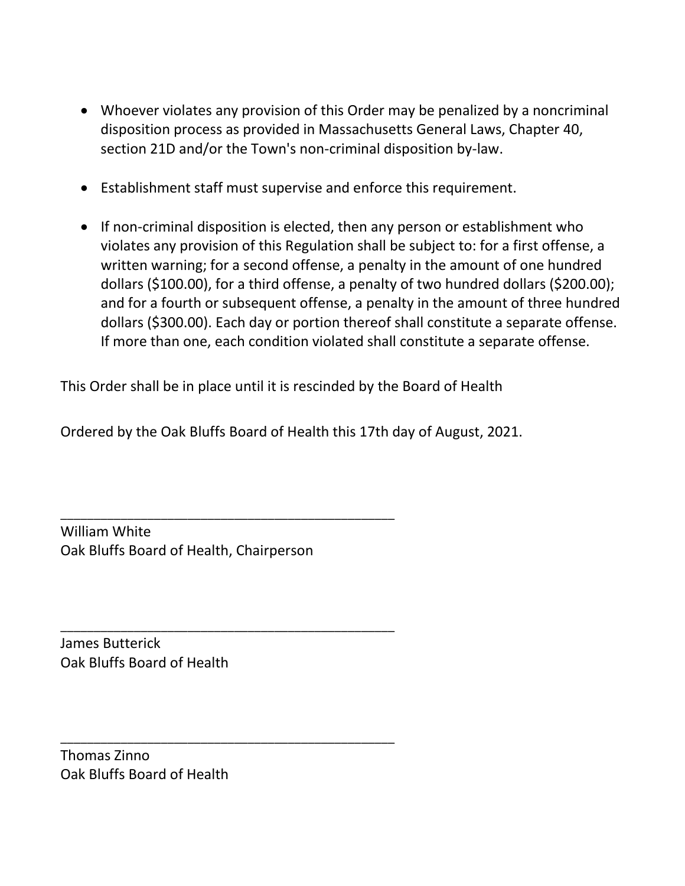- Whoever violates any provision of this Order may be penalized by a noncriminal disposition process as provided in Massachusetts General Laws, Chapter 40, section 21D and/or the Town's non-criminal disposition by-law.

- Establishment staff must supervise and enforce this requirement.

- If non-criminal disposition is elected, then any person or establishment who violates any provision of this Regulation shall be subject to: for a first offense, a written warning; for a second offense, a penalty in the amount of one hundred dollars ($100.00), for a third offense, a penalty of two hundred dollars ($200.00); and for a fourth or subsequent offense, a penalty in the amount of three hundred dollars ($300.00). Each day or portion thereof shall constitute a separate offense. If more than one, each condition violated shall constitute a separate offense.

This Order shall be in place until it is rescinded by the Board of Health

Ordered by the Oak Bluffs Board of Health this 17th day of August, 2021.

_____________________________________________
William White
Oak Bluffs Board of Health, Chairperson

_____________________________________________
James Butterick
Oak Bluffs Board of Health

_____________________________________________
Thomas Zinno
Oak Bluffs Board of Health